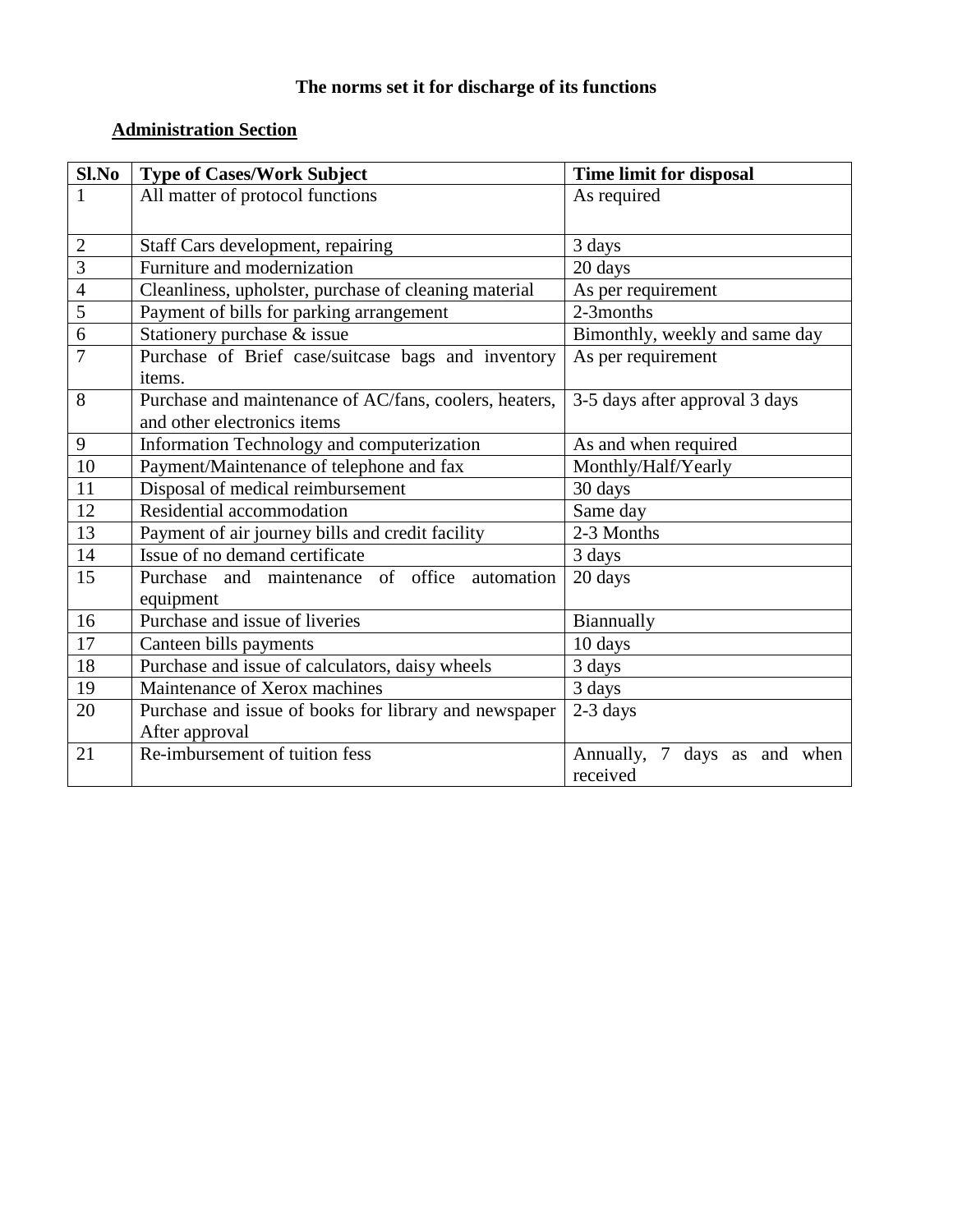# The norms set it for discharge of its functions

## Administration Section

| Sl.No | Type of Cases/Work Subject | Time limit for disposal |
|---|---|---|
| 1 | All matter of protocol functions | As required |
| 2 | Staff Cars development, repairing | 3 days |
| 3 | Furniture and modernization | 20 days |
| 4 | Cleanliness, upholster, purchase of cleaning material | As per requirement |
| 5 | Payment of bills for parking arrangement | 2-3months |
| 6 | Stationery purchase & issue | Bimonthly, weekly and same day |
| 7 | Purchase of Brief case/suitcase bags and inventory items. | As per requirement |
| 8 | Purchase and maintenance of AC/fans, coolers, heaters, and other electronics items | 3-5 days after approval 3 days |
| 9 | Information Technology and computerization | As and when required |
| 10 | Payment/Maintenance of telephone and fax | Monthly/Half/Yearly |
| 11 | Disposal of medical reimbursement | 30 days |
| 12 | Residential accommodation | Same day |
| 13 | Payment of air journey bills and credit facility | 2-3 Months |
| 14 | Issue of no demand certificate | 3 days |
| 15 | Purchase and maintenance of office automation equipment | 20 days |
| 16 | Purchase and issue of liveries | Biannually |
| 17 | Canteen bills payments | 10 days |
| 18 | Purchase and issue of calculators, daisy wheels | 3 days |
| 19 | Maintenance of Xerox machines | 3 days |
| 20 | Purchase and issue of books for library and newspaper After approval | 2-3 days |
| 21 | Re-imbursement of tuition fess | Annually, 7 days as and when received |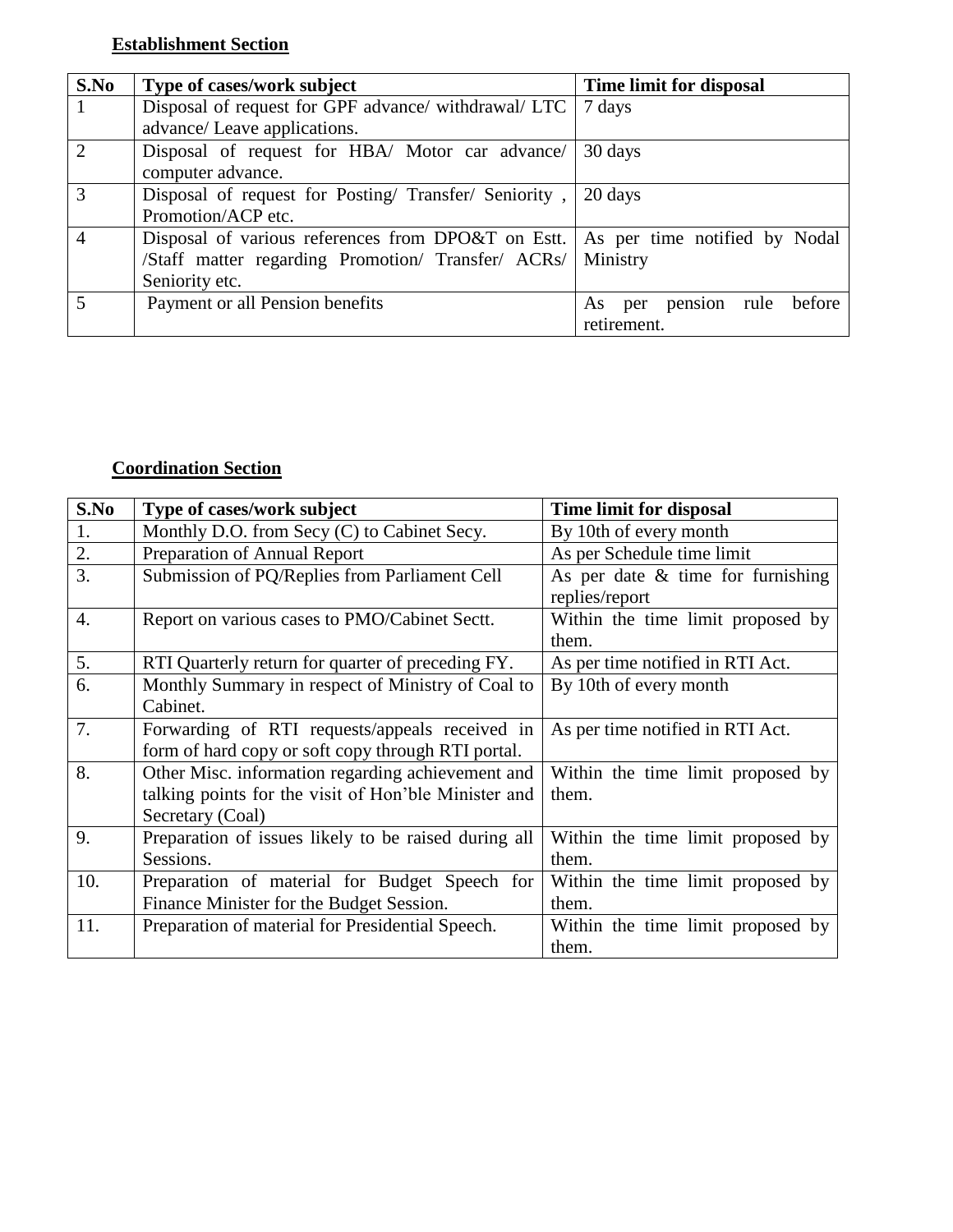**Establishment Section**

| S.No | Type of cases/work subject | Time limit for disposal |
|---|---|---|
| 1 | Disposal of request for GPF advance/ withdrawal/ LTC advance/ Leave applications. | 7 days |
| 2 | Disposal of request for HBA/ Motor car advance/ computer advance. | 30 days |
| 3 | Disposal of request for Posting/ Transfer/ Seniority , Promotion/ACP etc. | 20 days |
| 4 | Disposal of various references from DPO&T on Estt. /Staff matter regarding Promotion/ Transfer/ ACRs/ Seniority etc. | As per time notified by Nodal Ministry |
| 5 | Payment or all Pension benefits | As per pension rule before retirement. |

**Coordination Section**

| S.No | Type of cases/work subject | Time limit for disposal |
|---|---|---|
| 1. | Monthly D.O. from Secy (C) to Cabinet Secy. | By 10th of every month |
| 2. | Preparation of Annual Report | As per Schedule time limit |
| 3. | Submission of PQ/Replies from Parliament Cell | As per date & time for furnishing replies/report |
| 4. | Report on various cases to PMO/Cabinet Sectt. | Within the time limit proposed by them. |
| 5. | RTI Quarterly return for quarter of preceding FY. | As per time notified in RTI Act. |
| 6. | Monthly Summary in respect of Ministry of Coal to Cabinet. | By 10th of every month |
| 7. | Forwarding of RTI requests/appeals received in form of hard copy or soft copy through RTI portal. | As per time notified in RTI Act. |
| 8. | Other Misc. information regarding achievement and talking points for the visit of Hon'ble Minister and Secretary (Coal) | Within the time limit proposed by them. |
| 9. | Preparation of issues likely to be raised during all Sessions. | Within the time limit proposed by them. |
| 10. | Preparation of material for Budget Speech for Finance Minister for the Budget Session. | Within the time limit proposed by them. |
| 11. | Preparation of material for Presidential Speech. | Within the time limit proposed by them. |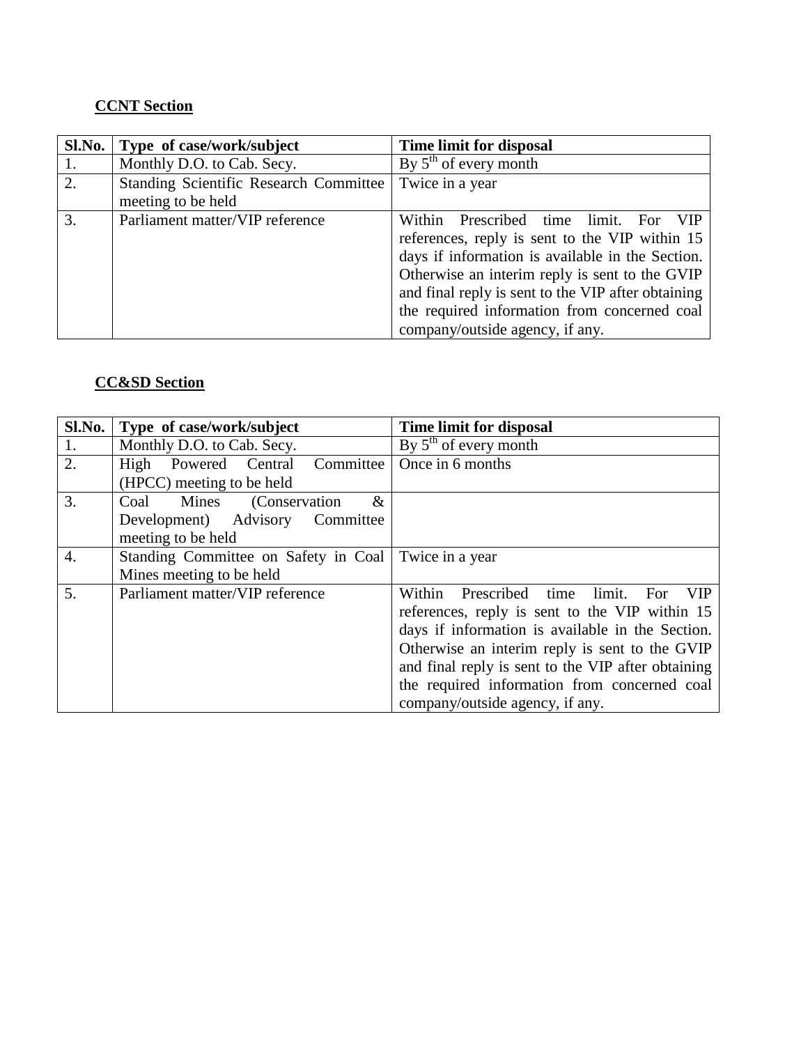**CCNT Section**

| Sl.No. | Type of case/work/subject | Time limit for disposal |
|---|---|---|
| 1. | Monthly D.O. to Cab. Secy. | By 5th of every month |
| 2. | Standing Scientific Research Committee meeting to be held | Twice in a year |
| 3. | Parliament matter/VIP reference | Within Prescribed time limit. For VIP references, reply is sent to the VIP within 15 days if information is available in the Section. Otherwise an interim reply is sent to the GVIP and final reply is sent to the VIP after obtaining the required information from concerned coal company/outside agency, if any. |

**CC&SD Section**

| Sl.No. | Type of case/work/subject | Time limit for disposal |
|---|---|---|
| 1. | Monthly D.O. to Cab. Secy. | By 5th of every month |
| 2. | High Powered Central Committee (HPCC) meeting to be held | Once in 6 months |
| 3. | Coal Mines (Conservation & Development) Advisory Committee meeting to be held | |
| 4. | Standing Committee on Safety in Coal Mines meeting to be held | Twice in a year |
| 5. | Parliament matter/VIP reference | Within Prescribed time limit. For VIP references, reply is sent to the VIP within 15 days if information is available in the Section. Otherwise an interim reply is sent to the GVIP and final reply is sent to the VIP after obtaining the required information from concerned coal company/outside agency, if any. |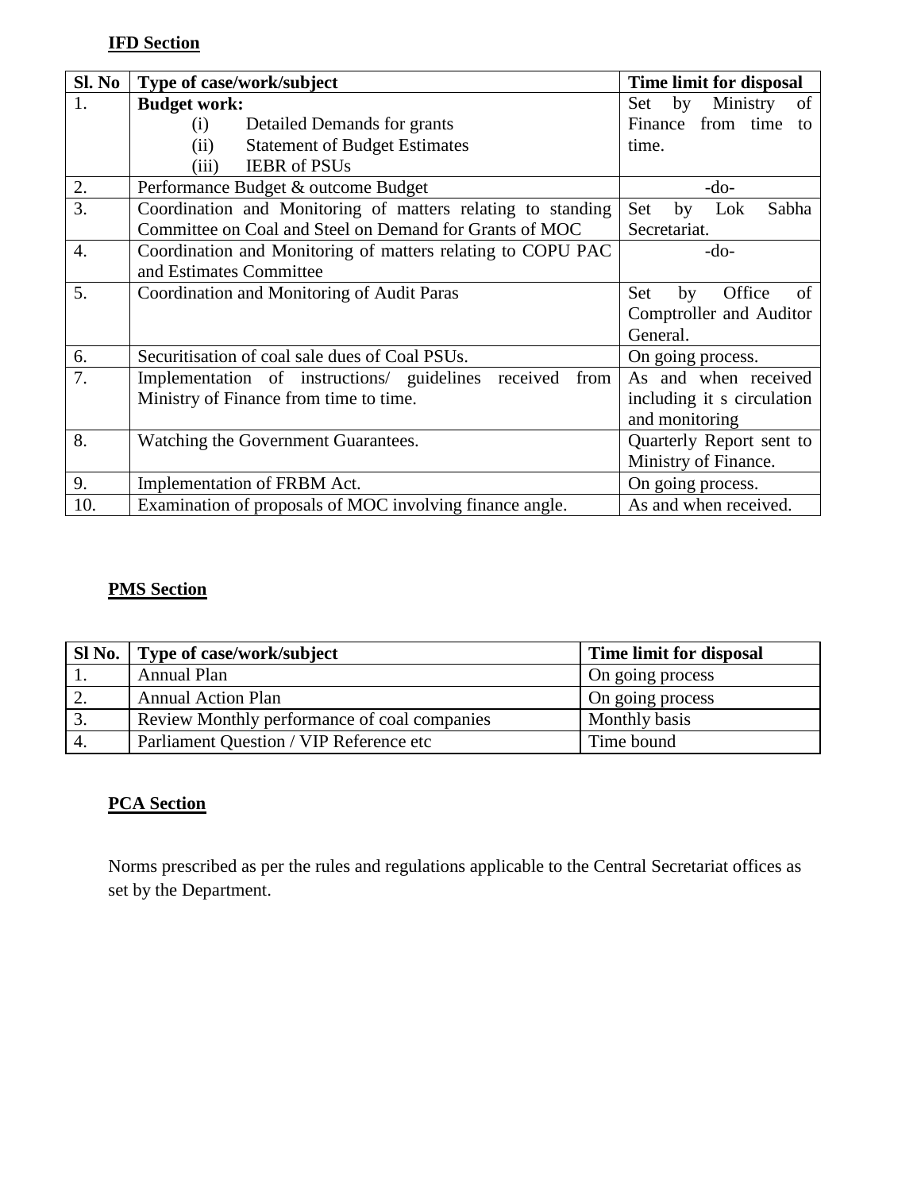**IFD Section**

| Sl. No | Type of case/work/subject | Time limit for disposal |
|---|---|---|
| 1. | **Budget work:**<br>(i) Detailed Demands for grants<br>(ii) Statement of Budget Estimates<br>(iii) IEBR of PSUs | Set by Ministry of Finance from time to time. |
| 2. | Performance Budget & outcome Budget | -do- |
| 3. | Coordination and Monitoring of matters relating to standing Committee on Coal and Steel on Demand for Grants of MOC | Set by Lok Sabha Secretariat. |
| 4. | Coordination and Monitoring of matters relating to COPU PAC and Estimates Committee | -do- |
| 5. | Coordination and Monitoring of Audit Paras | Set by Office of Comptroller and Auditor General. |
| 6. | Securitisation of coal sale dues of Coal PSUs. | On going process. |
| 7. | Implementation of instructions/ guidelines received from Ministry of Finance from time to time. | As and when received including it s circulation and monitoring |
| 8. | Watching the Government Guarantees. | Quarterly Report sent to Ministry of Finance. |
| 9. | Implementation of FRBM Act. | On going process. |
| 10. | Examination of proposals of MOC involving finance angle. | As and when received. |

**PMS Section**

| Sl No. | Type of case/work/subject | Time limit for disposal |
|---|---|---|
| 1. | Annual Plan | On going process |
| 2. | Annual Action Plan | On going process |
| 3. | Review Monthly performance of coal companies | Monthly basis |
| 4. | Parliament Question / VIP Reference etc | Time bound |

**PCA Section**

Norms prescribed as per the rules and regulations applicable to the Central Secretariat offices as set by the Department.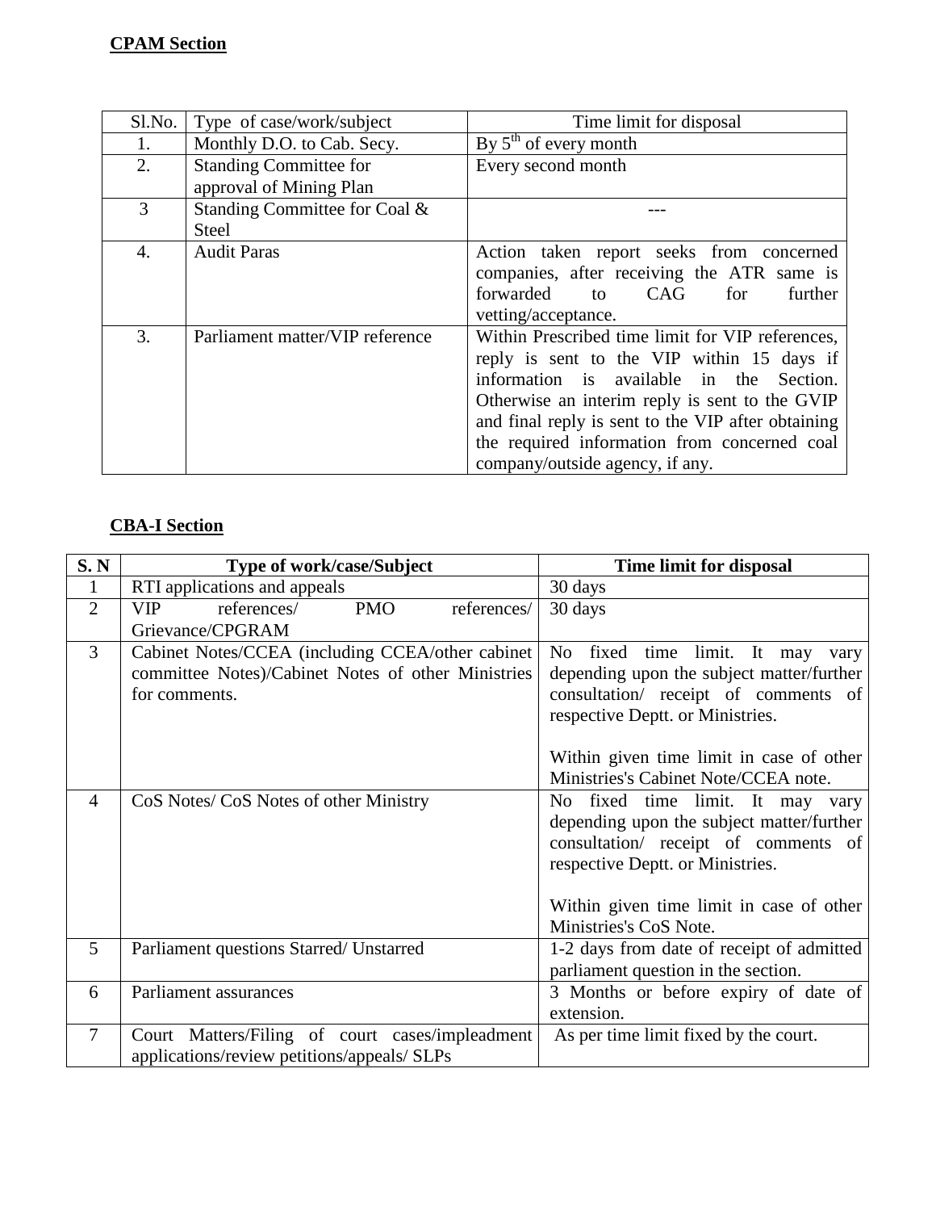**CPAM Section**

| Sl.No. | Type of case/work/subject | Time limit for disposal |
|---|---|---|
| 1. | Monthly D.O. to Cab. Secy. | By 5th of every month |
| 2. | Standing Committee for approval of Mining Plan | Every second month |
| 3 | Standing Committee for Coal & Steel | --- |
| 4. | Audit Paras | Action taken report seeks from concerned companies, after receiving the ATR same is forwarded to CAG for further vetting/acceptance. |
| 3. | Parliament matter/VIP reference | Within Prescribed time limit for VIP references, reply is sent to the VIP within 15 days if information is available in the Section. Otherwise an interim reply is sent to the GVIP and final reply is sent to the VIP after obtaining the required information from concerned coal company/outside agency, if any. |

**CBA-I Section**

| S. N | Type of work/case/Subject | Time limit for disposal |
|---|---|---|
| 1 | RTI applications and appeals | 30 days |
| 2 | VIP references/ PMO references/ Grievance/CPGRAM | 30 days |
| 3 | Cabinet Notes/CCEA (including CCEA/other cabinet committee Notes)/Cabinet Notes of other Ministries for comments. | No fixed time limit. It may vary depending upon the subject matter/further consultation/ receipt of comments of respective Deptt. or Ministries.<br><br>Within given time limit in case of other Ministries's Cabinet Note/CCEA note. |
| 4 | CoS Notes/ CoS Notes of other Ministry | No fixed time limit. It may vary depending upon the subject matter/further consultation/ receipt of comments of respective Deptt. or Ministries.<br><br>Within given time limit in case of other Ministries's CoS Note. |
| 5 | Parliament questions Starred/ Unstarred | 1-2 days from date of receipt of admitted parliament question in the section. |
| 6 | Parliament assurances | 3 Months or before expiry of date of extension. |
| 7 | Court Matters/Filing of court cases/impleadment applications/review petitions/appeals/ SLPs | As per time limit fixed by the court. |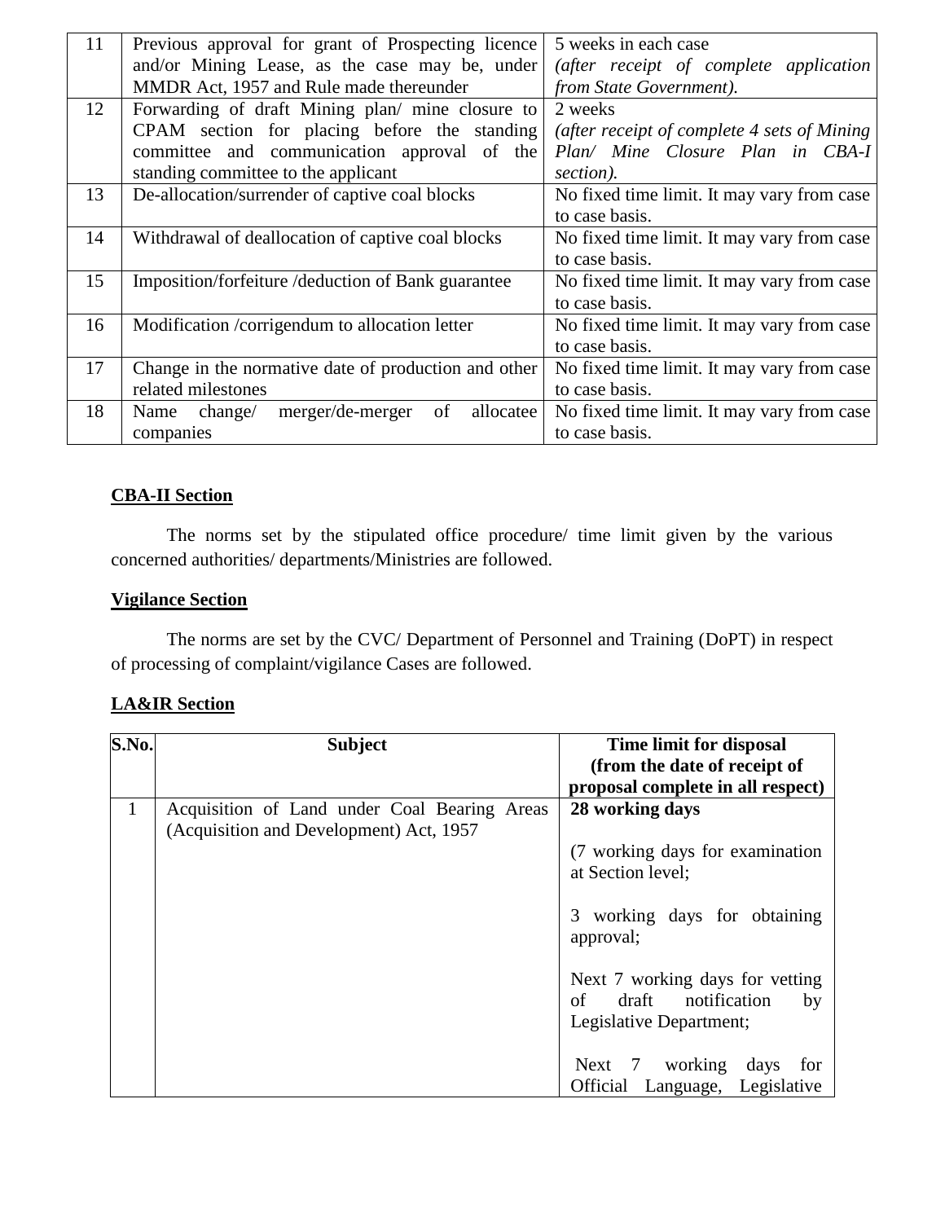| 11 | Previous approval for grant of Prospecting licence and/or Mining Lease, as the case may be, under MMDR Act, 1957 and Rule made thereunder | 5 weeks in each case *(after receipt of complete application from State Government).* |
|---|---|---|
| 12 | Forwarding of draft Mining plan/ mine closure to CPAM section for placing before the standing committee and communication approval of the standing committee to the applicant | 2 weeks *(after receipt of complete 4 sets of Mining Plan/ Mine Closure Plan in CBA-I section).* |
| 13 | De-allocation/surrender of captive coal blocks | No fixed time limit. It may vary from case to case basis. |
| 14 | Withdrawal of deallocation of captive coal blocks | No fixed time limit. It may vary from case to case basis. |
| 15 | Imposition/forfeiture /deduction of Bank guarantee | No fixed time limit. It may vary from case to case basis. |
| 16 | Modification /corrigendum to allocation letter | No fixed time limit. It may vary from case to case basis. |
| 17 | Change in the normative date of production and other related milestones | No fixed time limit. It may vary from case to case basis. |
| 18 | Name change/ merger/de-merger of allocatee companies | No fixed time limit. It may vary from case to case basis. |

**CBA-II Section**

The norms set by the stipulated office procedure/ time limit given by the various concerned authorities/ departments/Ministries are followed.

**Vigilance Section**

The norms are set by the CVC/ Department of Personnel and Training (DoPT) in respect of processing of complaint/vigilance Cases are followed.

**LA&IR Section**

| S.No. | Subject | Time limit for disposal (from the date of receipt of proposal complete in all respect) |
|---|---|---|
| 1 | Acquisition of Land under Coal Bearing Areas (Acquisition and Development) Act, 1957 | **28 working days**<br><br>(7 working days for examination at Section level;<br><br>3 working days for obtaining approval;<br><br>Next 7 working days for vetting of draft notification by Legislative Department;<br><br>Next 7 working days for Official Language, Legislative |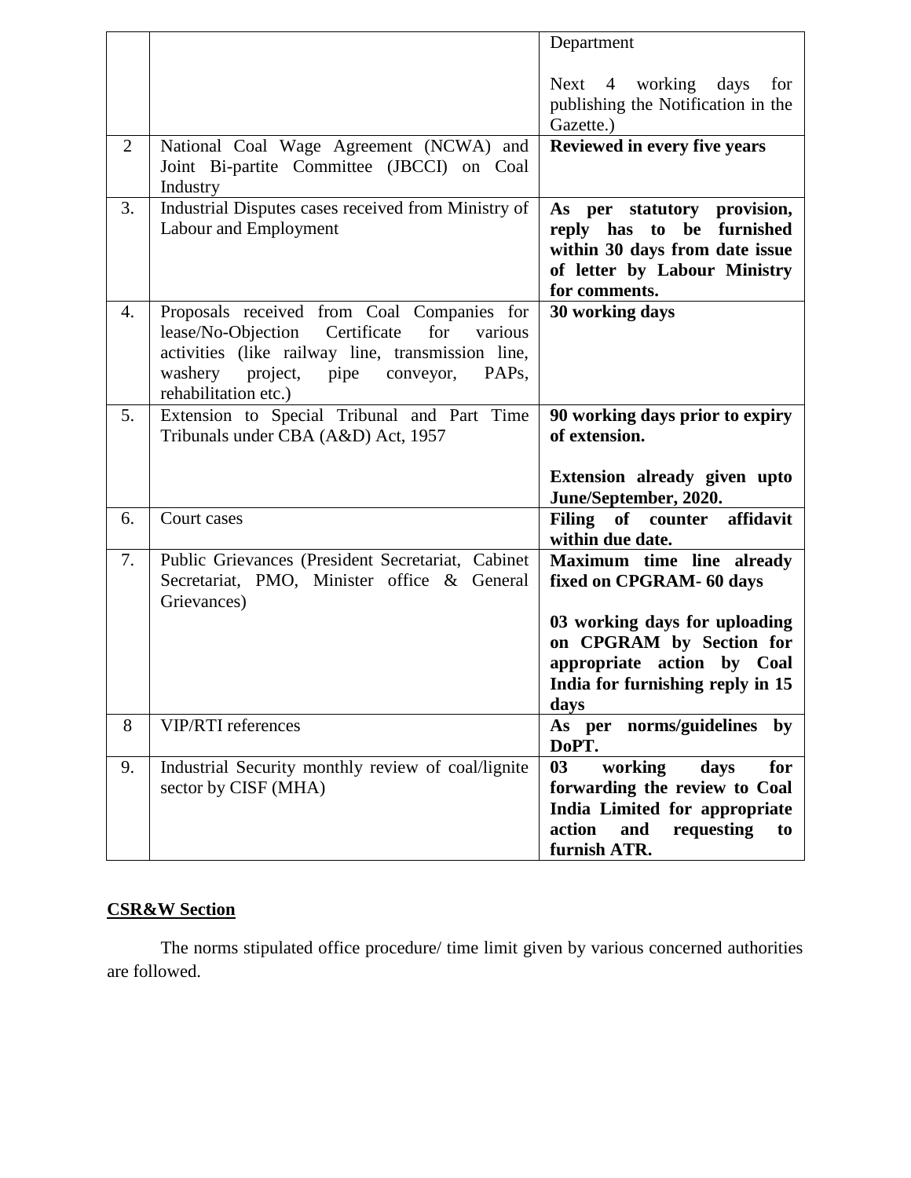| | | |
|---|---|---|
| | | Department<br><br>Next 4 working days for publishing the Notification in the Gazette.) |
| 2 | National Coal Wage Agreement (NCWA) and Joint Bi-partite Committee (JBCCI) on Coal Industry | **Reviewed in every five years** |
| 3. | Industrial Disputes cases received from Ministry of Labour and Employment | **As per statutory provision, reply has to be furnished within 30 days from date issue of letter by Labour Ministry for comments.** |
| 4. | Proposals received from Coal Companies for lease/No-Objection Certificate for various activities (like railway line, transmission line, washery project, pipe conveyor, PAPs, rehabilitation etc.) | **30 working days** |
| 5. | Extension to Special Tribunal and Part Time Tribunals under CBA (A&D) Act, 1957 | **90 working days prior to expiry of extension.**<br><br>**Extension already given upto June/September, 2020.** |
| 6. | Court cases | **Filing of counter affidavit within due date.** |
| 7. | Public Grievances (President Secretariat, Cabinet Secretariat, PMO, Minister office & General Grievances) | **Maximum time line already fixed on CPGRAM- 60 days**<br><br>**03 working days for uploading on CPGRAM by Section for appropriate action by Coal India for furnishing reply in 15 days** |
| 8 | VIP/RTI references | **As per norms/guidelines by DoPT.** |
| 9. | Industrial Security monthly review of coal/lignite sector by CISF (MHA) | **03 working days for forwarding the review to Coal India Limited for appropriate action and requesting to furnish ATR.** |

**<u>CSR&W Section</u>**

The norms stipulated office procedure/ time limit given by various concerned authorities are followed.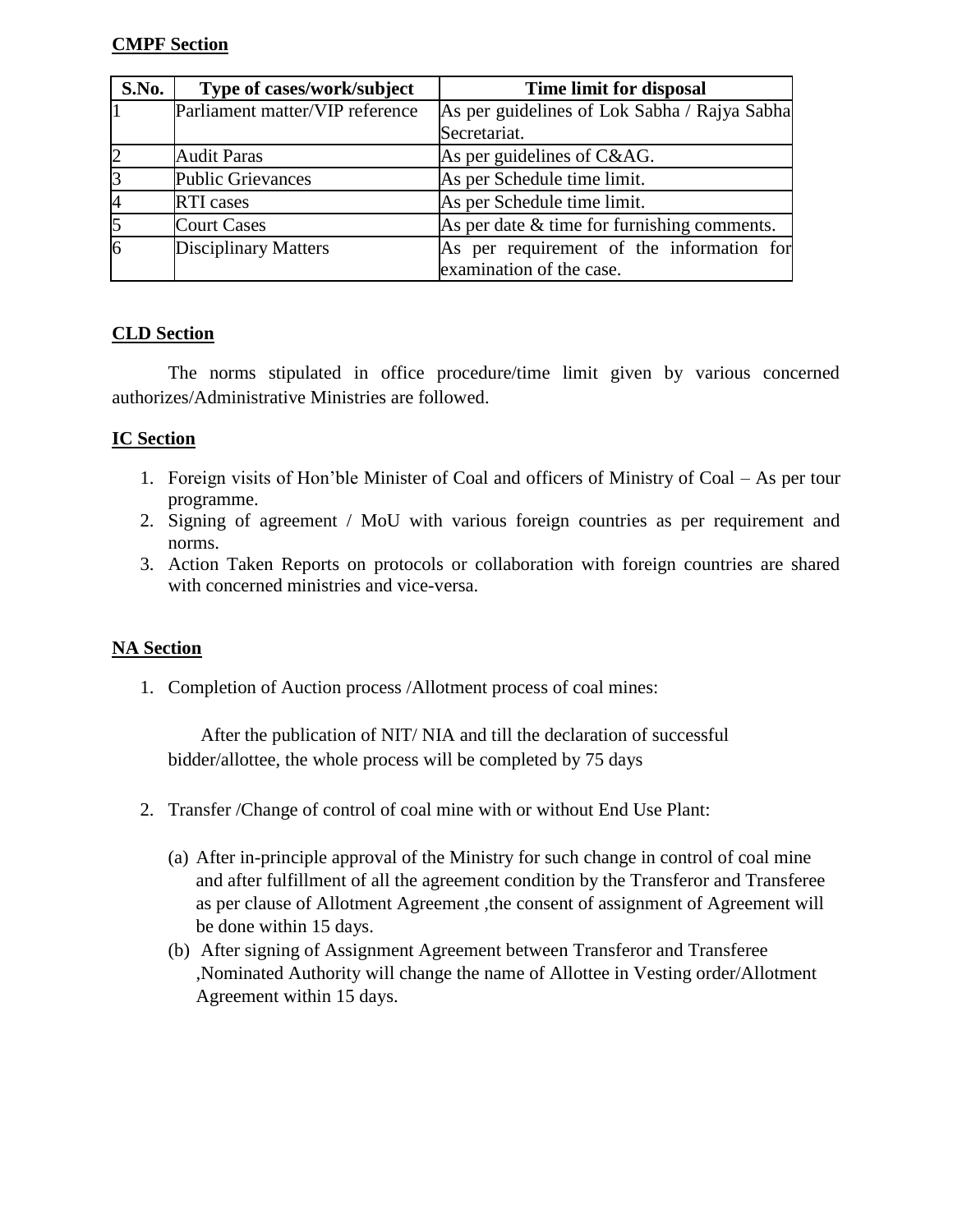**CMPF Section**

| S.No. | Type of cases/work/subject | Time limit for disposal |
|---|---|---|
| 1 | Parliament matter/VIP reference | As per guidelines of Lok Sabha / Rajya Sabha Secretariat. |
| 2 | Audit Paras | As per guidelines of C&AG. |
| 3 | Public Grievances | As per Schedule time limit. |
| 4 | RTI cases | As per Schedule time limit. |
| 5 | Court Cases | As per date & time for furnishing comments. |
| 6 | Disciplinary Matters | As per requirement of the information for examination of the case. |

**CLD Section**

The norms stipulated in office procedure/time limit given by various concerned authorizes/Administrative Ministries are followed.

**IC Section**

1. Foreign visits of Hon'ble Minister of Coal and officers of Ministry of Coal – As per tour programme.
2. Signing of agreement / MoU with various foreign countries as per requirement and norms.
3. Action Taken Reports on protocols or collaboration with foreign countries are shared with concerned ministries and vice-versa.

**NA Section**

1. Completion of Auction process /Allotment process of coal mines:

   After the publication of NIT/ NIA and till the declaration of successful bidder/allottee, the whole process will be completed by 75 days

2. Transfer /Change of control of coal mine with or without End Use Plant:

   (a) After in-principle approval of the Ministry for such change in control of coal mine and after fulfillment of all the agreement condition by the Transferor and Transferee as per clause of Allotment Agreement ,the consent of assignment of Agreement will be done within 15 days.

   (b) After signing of Assignment Agreement between Transferor and Transferee ,Nominated Authority will change the name of Allottee in Vesting order/Allotment Agreement within 15 days.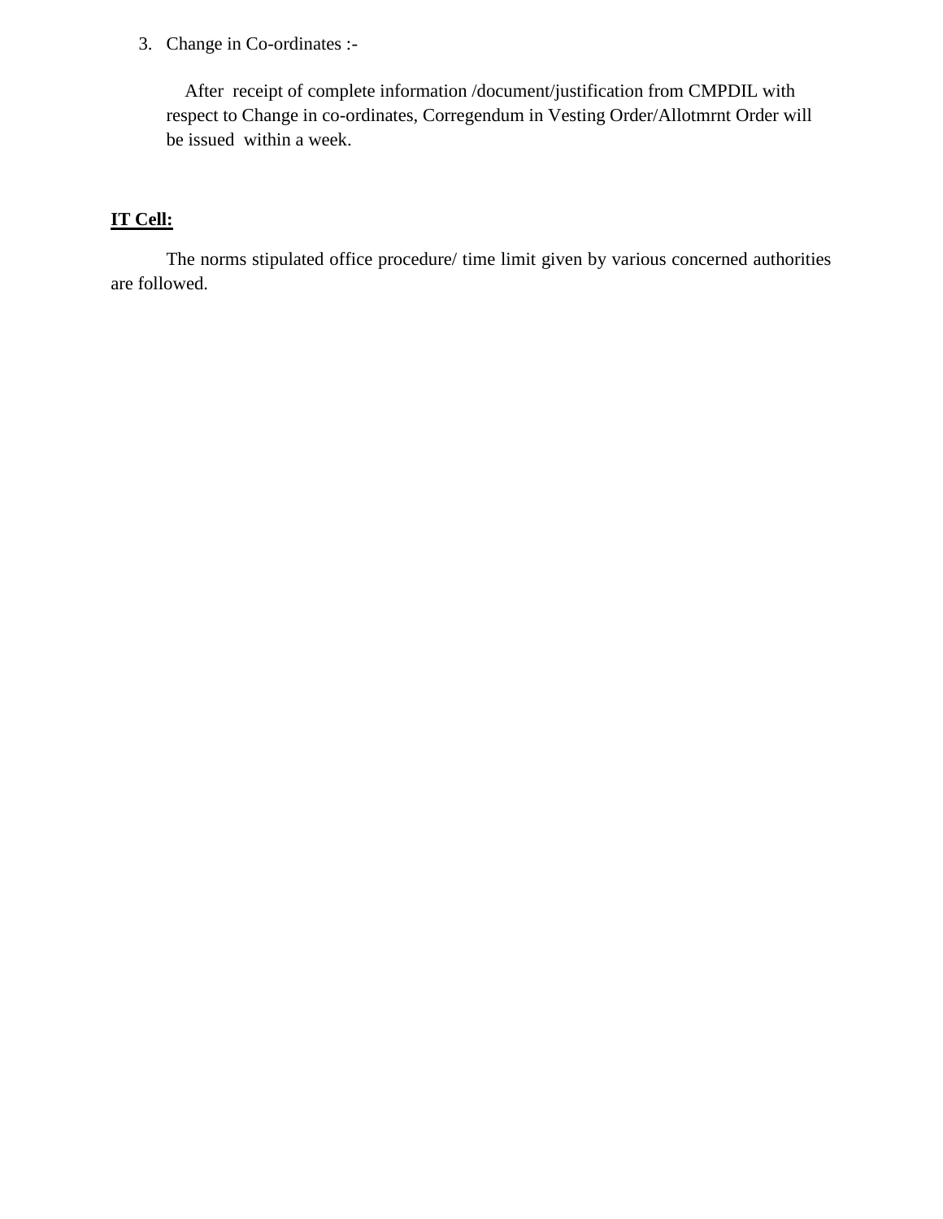3. Change in Co-ordinates :-

   After receipt of complete information /document/justification from CMPDIL with respect to Change in co-ordinates, Corregendum in Vesting Order/Allotmrnt Order will be issued within a week.

**IT Cell:**

The norms stipulated office procedure/ time limit given by various concerned authorities are followed.